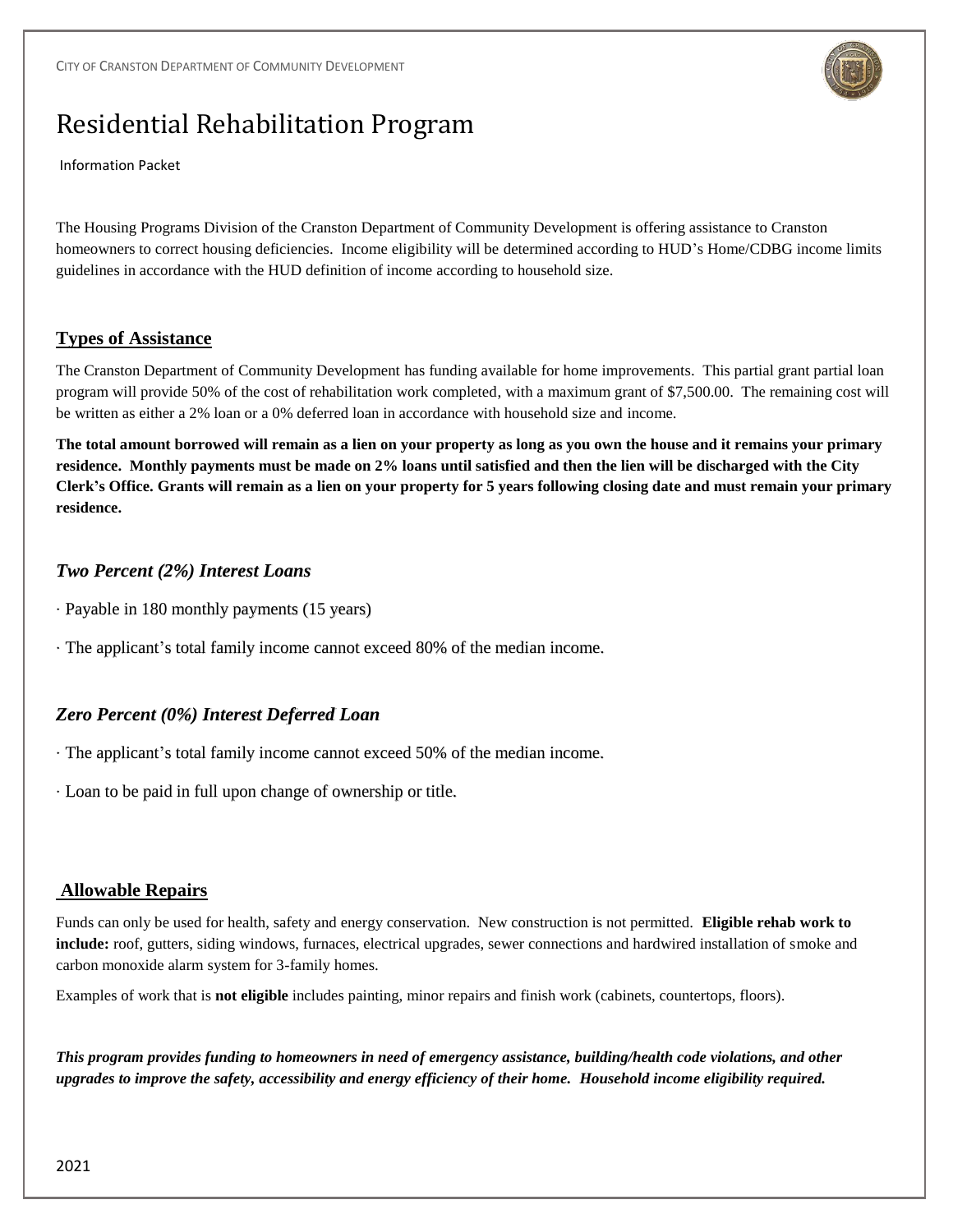CITY OF CRANSTON DEPARTMENT OF COMMUNITY DEVELOPMENT

# Residential Rehabilitation Program

Information Packet

The Housing Programs Division of the Cranston Department of Community Development is offering assistance to Cranston homeowners to correct housing deficiencies. Income eligibility will be determined according to HUD's Home/CDBG income limits guidelines in accordance with the HUD definition of income according to household size.

## Types of Assistance

The Cranston Department of Community Development has funding available for home improvements. This partial grant partial loan program will provide 50% of the cost of rehabilitation work completed, with a maximum grant of $7,500.00. The remaining cost will be written as either a 2% loan or a 0% deferred loan in accordance with household size and income.

**The total amount borrowed will remain as a lien on your property as long as you own the house and it remains your primary residence. Monthly payments must be made on 2% loans until satisfied and then the lien will be discharged with the City Clerk's Office. Grants will remain as a lien on your property for 5 years following closing date and must remain your primary residence.**

### *Two Percent (2%) Interest Loans*

- Payable in 180 monthly payments (15 years)
- The applicant's total family income cannot exceed 80% of the median income.

### *Zero Percent (0%) Interest Deferred Loan*

- The applicant's total family income cannot exceed 50% of the median income.
- Loan to be paid in full upon change of ownership or title.

## Allowable Repairs

Funds can only be used for health, safety and energy conservation. New construction is not permitted. **Eligible rehab work to include:** roof, gutters, siding windows, furnaces, electrical upgrades, sewer connections and hardwired installation of smoke and carbon monoxide alarm system for 3-family homes.

Examples of work that is **not eligible** includes painting, minor repairs and finish work (cabinets, countertops, floors).

***This program provides funding to homeowners in need of emergency assistance, building/health code violations, and other upgrades to improve the safety, accessibility and energy efficiency of their home. Household income eligibility required.***

2021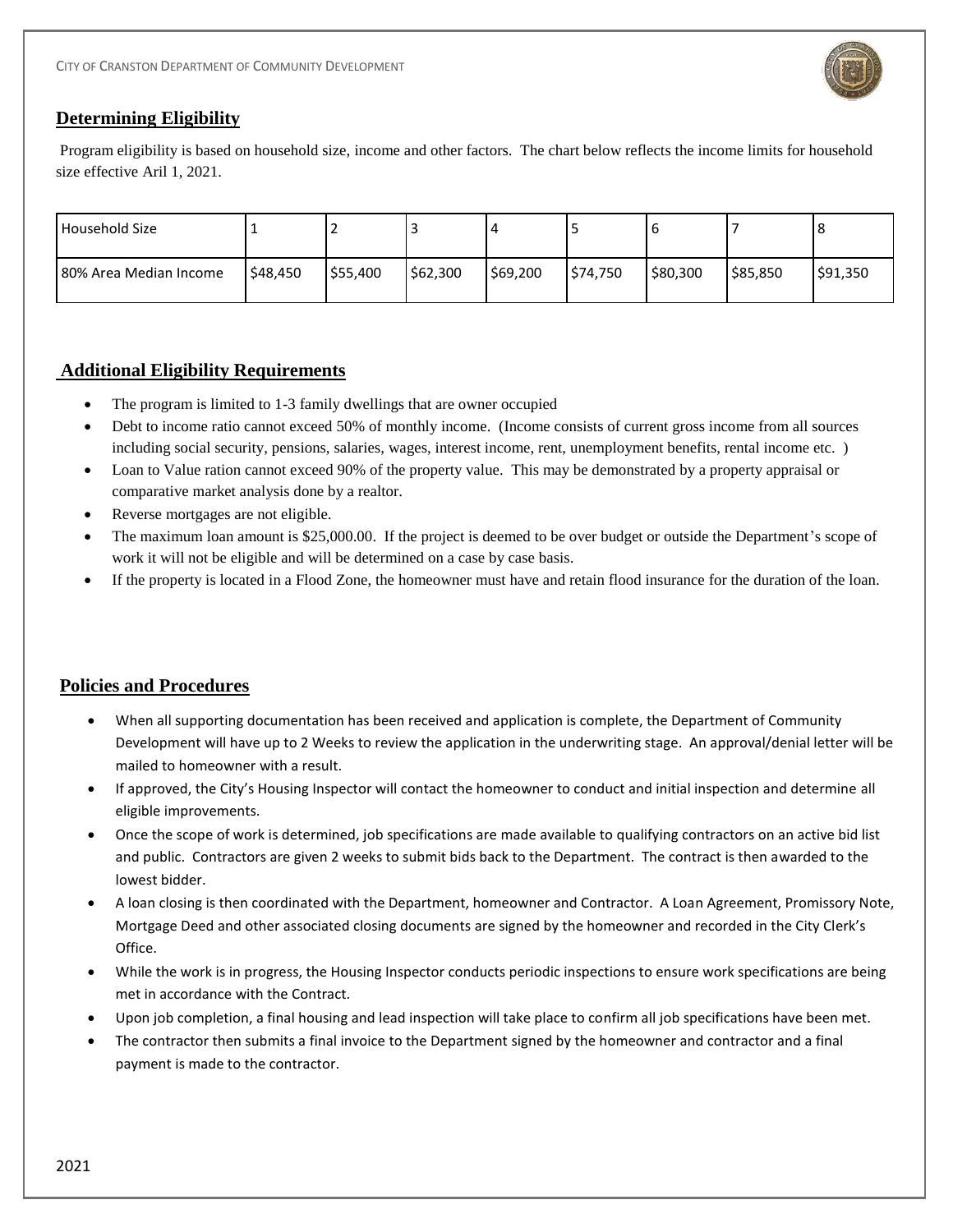## Determining Eligibility

Program eligibility is based on household size, income and other factors. The chart below reflects the income limits for household size effective Aril 1, 2021.

| Household Size | 1 | 2 | 3 | 4 | 5 | 6 | 7 | 8 |
|---|---|---|---|---|---|---|---|---|
| 80% Area Median Income | $48,450 | $55,400 | $62,300 | $69,200 | $74,750 | $80,300 | $85,850 | $91,350 |

## Additional Eligibility Requirements

- The program is limited to 1-3 family dwellings that are owner occupied
- Debt to income ratio cannot exceed 50% of monthly income. (Income consists of current gross income from all sources including social security, pensions, salaries, wages, interest income, rent, unemployment benefits, rental income etc. )
- Loan to Value ration cannot exceed 90% of the property value. This may be demonstrated by a property appraisal or comparative market analysis done by a realtor.
- Reverse mortgages are not eligible.
- The maximum loan amount is $25,000.00. If the project is deemed to be over budget or outside the Department's scope of work it will not be eligible and will be determined on a case by case basis.
- If the property is located in a Flood Zone, the homeowner must have and retain flood insurance for the duration of the loan.

## Policies and Procedures

- When all supporting documentation has been received and application is complete, the Department of Community Development will have up to 2 Weeks to review the application in the underwriting stage. An approval/denial letter will be mailed to homeowner with a result.
- If approved, the City's Housing Inspector will contact the homeowner to conduct and initial inspection and determine all eligible improvements.
- Once the scope of work is determined, job specifications are made available to qualifying contractors on an active bid list and public. Contractors are given 2 weeks to submit bids back to the Department. The contract is then awarded to the lowest bidder.
- A loan closing is then coordinated with the Department, homeowner and Contractor. A Loan Agreement, Promissory Note, Mortgage Deed and other associated closing documents are signed by the homeowner and recorded in the City Clerk's Office.
- While the work is in progress, the Housing Inspector conducts periodic inspections to ensure work specifications are being met in accordance with the Contract.
- Upon job completion, a final housing and lead inspection will take place to confirm all job specifications have been met.
- The contractor then submits a final invoice to the Department signed by the homeowner and contractor and a final payment is made to the contractor.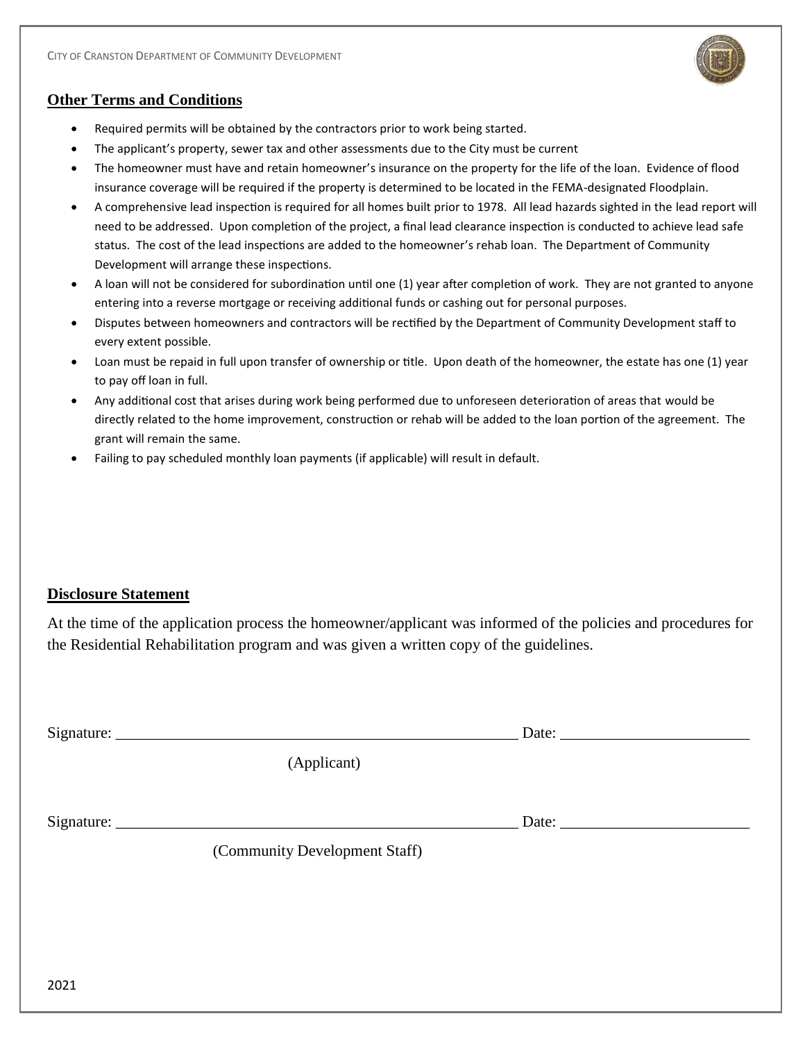## Other Terms and Conditions

- Required permits will be obtained by the contractors prior to work being started.
- The applicant's property, sewer tax and other assessments due to the City must be current
- The homeowner must have and retain homeowner's insurance on the property for the life of the loan. Evidence of flood insurance coverage will be required if the property is determined to be located in the FEMA-designated Floodplain.
- A comprehensive lead inspection is required for all homes built prior to 1978. All lead hazards sighted in the lead report will need to be addressed. Upon completion of the project, a final lead clearance inspection is conducted to achieve lead safe status. The cost of the lead inspections are added to the homeowner's rehab loan. The Department of Community Development will arrange these inspections.
- A loan will not be considered for subordination until one (1) year after completion of work. They are not granted to anyone entering into a reverse mortgage or receiving additional funds or cashing out for personal purposes.
- Disputes between homeowners and contractors will be rectified by the Department of Community Development staff to every extent possible.
- Loan must be repaid in full upon transfer of ownership or title. Upon death of the homeowner, the estate has one (1) year to pay off loan in full.
- Any additional cost that arises during work being performed due to unforeseen deterioration of areas that would be directly related to the home improvement, construction or rehab will be added to the loan portion of the agreement. The grant will remain the same.
- Failing to pay scheduled monthly loan payments (if applicable) will result in default.

## Disclosure Statement

At the time of the application process the homeowner/applicant was informed of the policies and procedures for the Residential Rehabilitation program and was given a written copy of the guidelines.

Signature: ______________________________________________ Date: ____________________

(Applicant)

Signature: ______________________________________________ Date: ____________________

(Community Development Staff)

2021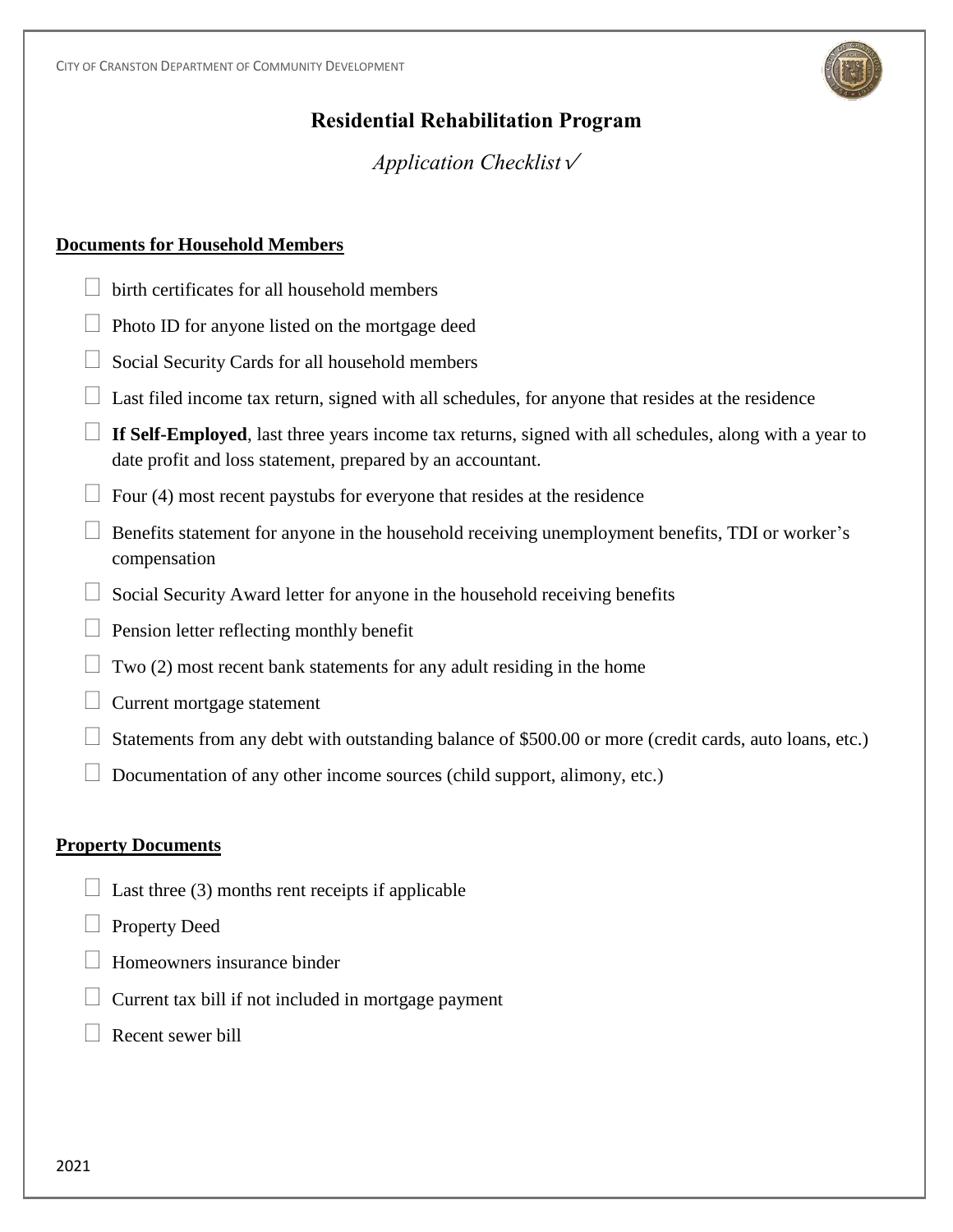CITY OF CRANSTON DEPARTMENT OF COMMUNITY DEVELOPMENT

# Residential Rehabilitation Program

*Application Checklist✓*

## Documents for Household Members

- ☐ birth certificates for all household members
- ☐ Photo ID for anyone listed on the mortgage deed
- ☐ Social Security Cards for all household members
- ☐ Last filed income tax return, signed with all schedules, for anyone that resides at the residence
- ☐ **If Self-Employed**, last three years income tax returns, signed with all schedules, along with a year to date profit and loss statement, prepared by an accountant.
- ☐ Four (4) most recent paystubs for everyone that resides at the residence
- ☐ Benefits statement for anyone in the household receiving unemployment benefits, TDI or worker's compensation
- ☐ Social Security Award letter for anyone in the household receiving benefits
- ☐ Pension letter reflecting monthly benefit
- ☐ Two (2) most recent bank statements for any adult residing in the home
- ☐ Current mortgage statement
- ☐ Statements from any debt with outstanding balance of $500.00 or more (credit cards, auto loans, etc.)
- ☐ Documentation of any other income sources (child support, alimony, etc.)

## Property Documents

- ☐ Last three (3) months rent receipts if applicable
- ☐ Property Deed
- ☐ Homeowners insurance binder
- ☐ Current tax bill if not included in mortgage payment
- ☐ Recent sewer bill

2021